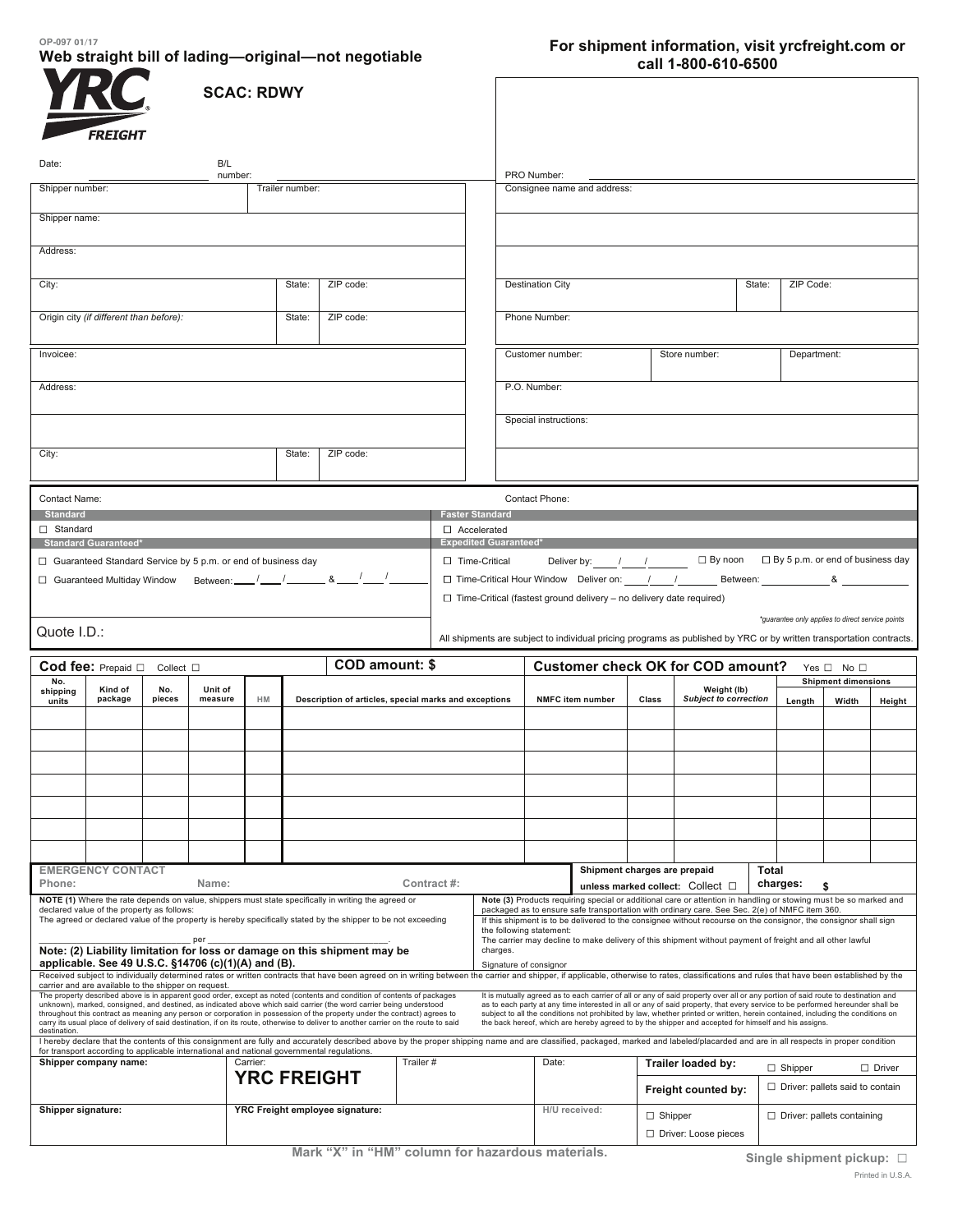OP-097 01/17

# Web straight bill of lading—original—not negotiable

**For shipment information, visit yrcfreight.com or call 1-800-610-6500**

YRC FREIGHT

**SCAC: RDWY**

Date: ______________ B/L number: ______________

PRO Number: ______________

| Shipper number: | Trailer number: | |
|---|---|---|
| Shipper name: | | |
| Address: | | |
| City: | State: | ZIP code: |
| Origin city *(if different than before)*: | State: | ZIP code: |
| Invoicee: | | |
| Address: | | |
| | | |
| City: | State: | ZIP code: |

| Consignee name and address: | | | |
|---|---|---|---|
| | | | |
| | | | |
| Destination City | | State: | ZIP Code: |
| Phone Number: | | | |
| Customer number: | Store number: | | Department: |
| P.O. Number: | | | |
| Special instructions: | | | |
| | | | |

Contact Name: ______________ Contact Phone: ______________

**Standard**
- ☐ Standard

**Faster Standard**
- ☐ Accelerated

**Standard Guaranteed***
- ☐ Guaranteed Standard Service by 5 p.m. or end of business day
- ☐ Guaranteed Multiday Window Between: ___/___/_____ & ___/___/_____

**Expedited Guaranteed***
- ☐ Time-Critical Deliver by: ___/___/_____ ☐ By noon ☐ By 5 p.m. or end of business day
- ☐ Time-Critical Hour Window Deliver on: ___/___/_____ Between: __________ & __________
- ☐ Time-Critical (fastest ground delivery – no delivery date required)

*guarantee only applies to direct service points

Quote I.D.:

All shipments are subject to individual pricing programs as published by YRC or by written transportation contracts.

**Cod fee:** Prepaid ☐ Collect ☐ **COD amount: $** **Customer check OK for COD amount?** Yes ☐ No ☐

| No. shipping units | Kind of package | No. pieces | Unit of measure | HM | Description of articles, special marks and exceptions | NMFC item number | Class | Weight (lb) *Subject to correction* | Shipment dimensions Length | Width | Height |
|---|---|---|---|---|---|---|---|---|---|---|---|
| | | | | | | | | | | | |
| | | | | | | | | | | | |
| | | | | | | | | | | | |
| | | | | | | | | | | | |
| | | | | | | | | | | | |
| | | | | | | | | | | | |
| | | | | | | | | | | | |

**EMERGENCY CONTACT**
Phone: ______________ Name: ______________ Contract #: ______________

**Shipment charges are prepaid unless marked collect:** Collect ☐ **Total charges: $**

**NOTE (1)** Where the rate depends on value, shippers must state specifically in writing the agreed or declared value of the property as follows:
The agreed or declared value of the property is hereby specifically stated by the shipper to be not exceeding

______________ per ______________.

**Note: (2) Liability limitation for loss or damage on this shipment may be applicable. See 49 U.S.C. §14706 (c)(1)(A) and (B).**

**Note (3)** Products requiring special or additional care or attention in handling or stowing must be so marked and packaged as to ensure safe transportation with ordinary care. See Sec. 2(e) of NMFC item 360.
If this shipment is to be delivered to the consignee without recourse on the consignor, the consignor shall sign the following statement:
The carrier may decline to make delivery of this shipment without payment of freight and all other lawful charges.

Signature of consignor

Received subject to individually determined rates or written contracts that have been agreed on in writing between the carrier and shipper, if applicable, otherwise to rates, classifications and rules that have been established by the carrier and are available to the shipper on request.

The property described above is in apparent good order, except as noted (contents and condition of contents of packages unknown), marked, consigned, and destined, as indicated above which said carrier (the word carrier being understood throughout this contract as meaning any person or corporation in possession of the property under the contract) agrees to carry its usual place of delivery of said destination, if on its route, otherwise to deliver to another carrier on the route to said destination.

It is mutually agreed as to each carrier of all or any of said property over all or any portion of said route to destination and as to each party at any time interested in all or any of said property, that every service to be performed hereunder shall be subject to all the conditions not prohibited by law, whether printed or written, herein contained, including the conditions on the back hereof, which are hereby agreed to by the shipper and accepted for himself and his assigns.

I hereby declare that the contents of this consignment are fully and accurately described above by the proper shipping name and are classified, packaged, marked and labeled/placarded and are in all respects in proper condition for transport according to applicable international and national governmental regulations.

| Shipper company name: | Carrier: **YRC FREIGHT** | Trailer # | Date: | **Trailer loaded by:** ☐ Shipper ☐ Driver |
|---|---|---|---|---|
| | | | | **Freight counted by:** ☐ Driver: pallets said to contain |
| **Shipper signature:** | **YRC Freight employee signature:** | | H/U received: | ☐ Shipper ☐ Driver: Loose pieces ☐ Driver: pallets containing |

**Mark "X" in "HM" column for hazardous materials.**

**Single shipment pickup:** ☐

Printed in U.S.A.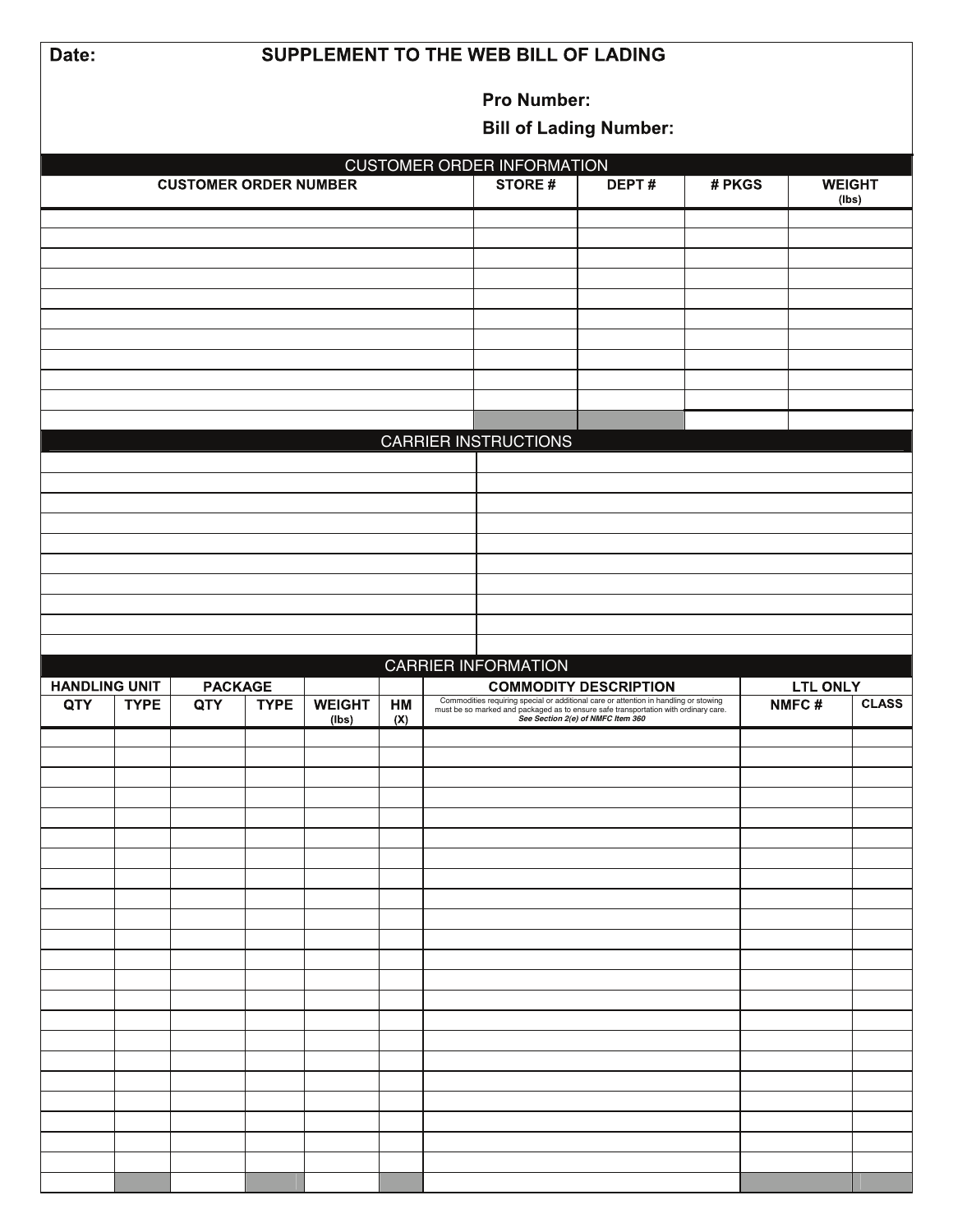**Date:**

# SUPPLEMENT TO THE WEB BILL OF LADING

**Pro Number:**

**Bill of Lading Number:**

## CUSTOMER ORDER INFORMATION

| CUSTOMER ORDER NUMBER | STORE # | DEPT # | # PKGS | WEIGHT (lbs) |
|---|---|---|---|---|
| | | | | |
| | | | | |
| | | | | |
| | | | | |
| | | | | |
| | | | | |
| | | | | |
| | | | | |
| | | | | |
| | | | | |
| | | | | |

## CARRIER INSTRUCTIONS

| | |
|---|---|
| | |
| | |
| | |
| | |
| | |
| | |
| | |
| | |
| | |
| | |

## CARRIER INFORMATION

| HANDLING UNIT | | PACKAGE | | | | COMMODITY DESCRIPTION | LTL ONLY | |
|---|---|---|---|---|---|---|---|---|
| QTY | TYPE | QTY | TYPE | WEIGHT (lbs) | HM (X) | Commodities requiring special or additional care or attention in handling or stowing must be so marked and packaged as to ensure safe transportation with ordinary care. *See Section 2(e) of NMFC Item 360* | NMFC # | CLASS |
| | | | | | | | | |
| | | | | | | | | |
| | | | | | | | | |
| | | | | | | | | |
| | | | | | | | | |
| | | | | | | | | |
| | | | | | | | | |
| | | | | | | | | |
| | | | | | | | | |
| | | | | | | | | |
| | | | | | | | | |
| | | | | | | | | |
| | | | | | | | | |
| | | | | | | | | |
| | | | | | | | | |
| | | | | | | | | |
| | | | | | | | | |
| | | | | | | | | |
| | | | | | | | | |
| | | | | | | | | |
| | | | | | | | | |
| | | | | | | | | |
| | | | | | | | | |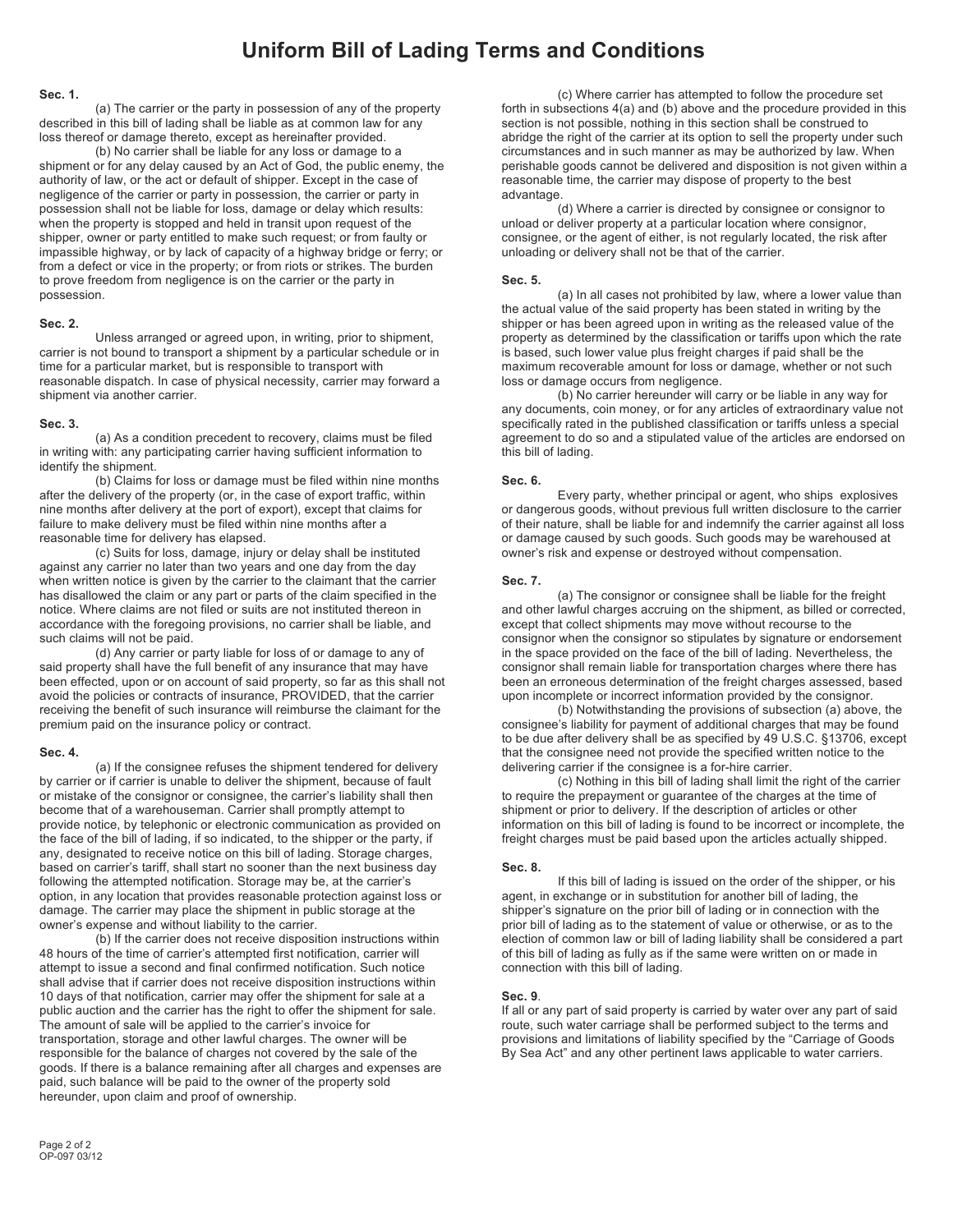# Uniform Bill of Lading Terms and Conditions

**Sec. 1.**

(a) The carrier or the party in possession of any of the property described in this bill of lading shall be liable as at common law for any loss thereof or damage thereto, except as hereinafter provided.

(b) No carrier shall be liable for any loss or damage to a shipment or for any delay caused by an Act of God, the public enemy, the authority of law, or the act or default of shipper. Except in the case of negligence of the carrier or party in possession, the carrier or party in possession shall not be liable for loss, damage or delay which results: when the property is stopped and held in transit upon request of the shipper, owner or party entitled to make such request; or from faulty or impassible highway, or by lack of capacity of a highway bridge or ferry; or from a defect or vice in the property; or from riots or strikes. The burden to prove freedom from negligence is on the carrier or the party in possession.

**Sec. 2.**

Unless arranged or agreed upon, in writing, prior to shipment, carrier is not bound to transport a shipment by a particular schedule or in time for a particular market, but is responsible to transport with reasonable dispatch. In case of physical necessity, carrier may forward a shipment via another carrier.

**Sec. 3.**

(a) As a condition precedent to recovery, claims must be filed in writing with: any participating carrier having sufficient information to identify the shipment.

(b) Claims for loss or damage must be filed within nine months after the delivery of the property (or, in the case of export traffic, within nine months after delivery at the port of export), except that claims for failure to make delivery must be filed within nine months after a reasonable time for delivery has elapsed.

(c) Suits for loss, damage, injury or delay shall be instituted against any carrier no later than two years and one day from the day when written notice is given by the carrier to the claimant that the carrier has disallowed the claim or any part or parts of the claim specified in the notice. Where claims are not filed or suits are not instituted thereon in accordance with the foregoing provisions, no carrier shall be liable, and such claims will not be paid.

(d) Any carrier or party liable for loss of or damage to any of said property shall have the full benefit of any insurance that may have been effected, upon or on account of said property, so far as this shall not avoid the policies or contracts of insurance, PROVIDED, that the carrier receiving the benefit of such insurance will reimburse the claimant for the premium paid on the insurance policy or contract.

**Sec. 4.**

(a) If the consignee refuses the shipment tendered for delivery by carrier or if carrier is unable to deliver the shipment, because of fault or mistake of the consignor or consignee, the carrier's liability shall then become that of a warehouseman. Carrier shall promptly attempt to provide notice, by telephonic or electronic communication as provided on the face of the bill of lading, if so indicated, to the shipper or the party, if any, designated to receive notice on this bill of lading. Storage charges, based on carrier's tariff, shall start no sooner than the next business day following the attempted notification. Storage may be, at the carrier's option, in any location that provides reasonable protection against loss or damage. The carrier may place the shipment in public storage at the owner's expense and without liability to the carrier.

(b) If the carrier does not receive disposition instructions within 48 hours of the time of carrier's attempted first notification, carrier will attempt to issue a second and final confirmed notification. Such notice shall advise that if carrier does not receive disposition instructions within 10 days of that notification, carrier may offer the shipment for sale at a public auction and the carrier has the right to offer the shipment for sale. The amount of sale will be applied to the carrier's invoice for transportation, storage and other lawful charges. The owner will be responsible for the balance of charges not covered by the sale of the goods. If there is a balance remaining after all charges and expenses are paid, such balance will be paid to the owner of the property sold hereunder, upon claim and proof of ownership.

(c) Where carrier has attempted to follow the procedure set forth in subsections 4(a) and (b) above and the procedure provided in this section is not possible, nothing in this section shall be construed to abridge the right of the carrier at its option to sell the property under such circumstances and in such manner as may be authorized by law. When perishable goods cannot be delivered and disposition is not given within a reasonable time, the carrier may dispose of property to the best advantage.

(d) Where a carrier is directed by consignee or consignor to unload or deliver property at a particular location where consignor, consignee, or the agent of either, is not regularly located, the risk after unloading or delivery shall not be that of the carrier.

**Sec. 5.**

(a) In all cases not prohibited by law, where a lower value than the actual value of the said property has been stated in writing by the shipper or has been agreed upon in writing as the released value of the property as determined by the classification or tariffs upon which the rate is based, such lower value plus freight charges if paid shall be the maximum recoverable amount for loss or damage, whether or not such loss or damage occurs from negligence.

(b) No carrier hereunder will carry or be liable in any way for any documents, coin money, or for any articles of extraordinary value not specifically rated in the published classification or tariffs unless a special agreement to do so and a stipulated value of the articles are endorsed on this bill of lading.

**Sec. 6.**

Every party, whether principal or agent, who ships explosives or dangerous goods, without previous full written disclosure to the carrier of their nature, shall be liable for and indemnify the carrier against all loss or damage caused by such goods. Such goods may be warehoused at owner's risk and expense or destroyed without compensation.

**Sec. 7.**

(a) The consignor or consignee shall be liable for the freight and other lawful charges accruing on the shipment, as billed or corrected, except that collect shipments may move without recourse to the consignor when the consignor so stipulates by signature or endorsement in the space provided on the face of the bill of lading. Nevertheless, the consignor shall remain liable for transportation charges where there has been an erroneous determination of the freight charges assessed, based upon incomplete or incorrect information provided by the consignor.

(b) Notwithstanding the provisions of subsection (a) above, the consignee's liability for payment of additional charges that may be found to be due after delivery shall be as specified by 49 U.S.C. §13706, except that the consignee need not provide the specified written notice to the delivering carrier if the consignee is a for-hire carrier.

(c) Nothing in this bill of lading shall limit the right of the carrier to require the prepayment or guarantee of the charges at the time of shipment or prior to delivery. If the description of articles or other information on this bill of lading is found to be incorrect or incomplete, the freight charges must be paid based upon the articles actually shipped.

**Sec. 8.**

If this bill of lading is issued on the order of the shipper, or his agent, in exchange or in substitution for another bill of lading, the shipper's signature on the prior bill of lading or in connection with the prior bill of lading as to the statement of value or otherwise, or as to the election of common law or bill of lading liability shall be considered a part of this bill of lading as fully as if the same were written on or made in connection with this bill of lading.

**Sec. 9**.

If all or any part of said property is carried by water over any part of said route, such water carriage shall be performed subject to the terms and provisions and limitations of liability specified by the "Carriage of Goods By Sea Act" and any other pertinent laws applicable to water carriers.

OP-097 03/12